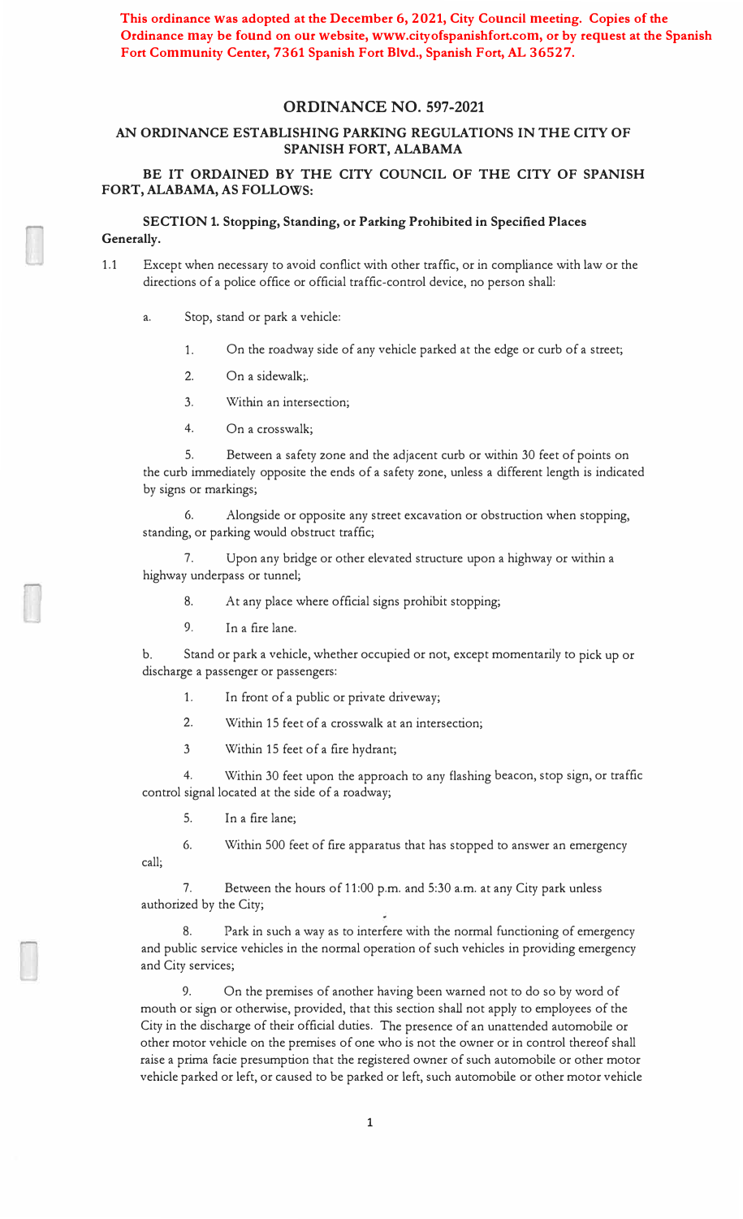**This ordinance was adopted at the December 6, 2021, City Council meeting. Copies of the Ordinance may be found on our website, www.cityofspanishfort.com, or by request at the Spanish Fort Community Center, 7361 Spanish Fort Blvd., Spanish Fort, AL 36527.**

# ORDINANCE NO. 597-2021

## AN ORDINANCE ESTABLISHING PARKING REGULATIONS IN THE CITY OF SPANISH FORT, ALABAMA

**BE IT ORDAINED BY THE CITY COUNCIL OF THE CITY OF SPANISH FORT, ALABAMA, AS FOLLOWS:**

### SECTION 1. Stopping, Standing, or Parking Prohibited in Specified Places Generally.

1.1 Except when necessary to avoid conflict with other traffic, or in compliance with law or the directions of a police office or official traffic-control device, no person shall:

a. Stop, stand or park a vehicle:

1. On the roadway side of any vehicle parked at the edge or curb of a street;

2. On a sidewalk;.

3. Within an intersection;

4. On a crosswalk;

5. Between a safety zone and the adjacent curb or within 30 feet of points on the curb immediately opposite the ends of a safety zone, unless a different length is indicated by signs or markings;

6. Alongside or opposite any street excavation or obstruction when stopping, standing, or parking would obstruct traffic;

7. Upon any bridge or other elevated structure upon a highway or within a highway underpass or tunnel;

8. At any place where official signs prohibit stopping;

9. In a fire lane.

b. Stand or park a vehicle, whether occupied or not, except momentarily to pick up or discharge a passenger or passengers:

1. In front of a public or private driveway;

2. Within 15 feet of a crosswalk at an intersection;

3 Within 15 feet of a fire hydrant;

4. Within 30 feet upon the approach to any flashing beacon, stop sign, or traffic control signal located at the side of a roadway;

5. In a fire lane;

6. Within 500 feet of fire apparatus that has stopped to answer an emergency call;

7. Between the hours of 11:00 p.m. and 5:30 a.m. at any City park unless authorized by the City;

8. Park in such a way as to interfere with the normal functioning of emergency and public service vehicles in the normal operation of such vehicles in providing emergency and City services;

9. On the premises of another having been warned not to do so by word of mouth or sign or otherwise, provided, that this section shall not apply to employees of the City in the discharge of their official duties. The presence of an unattended automobile or other motor vehicle on the premises of one who is not the owner or in control thereof shall raise a prima facie presumption that the registered owner of such automobile or other motor vehicle parked or left, or caused to be parked or left, such automobile or other motor vehicle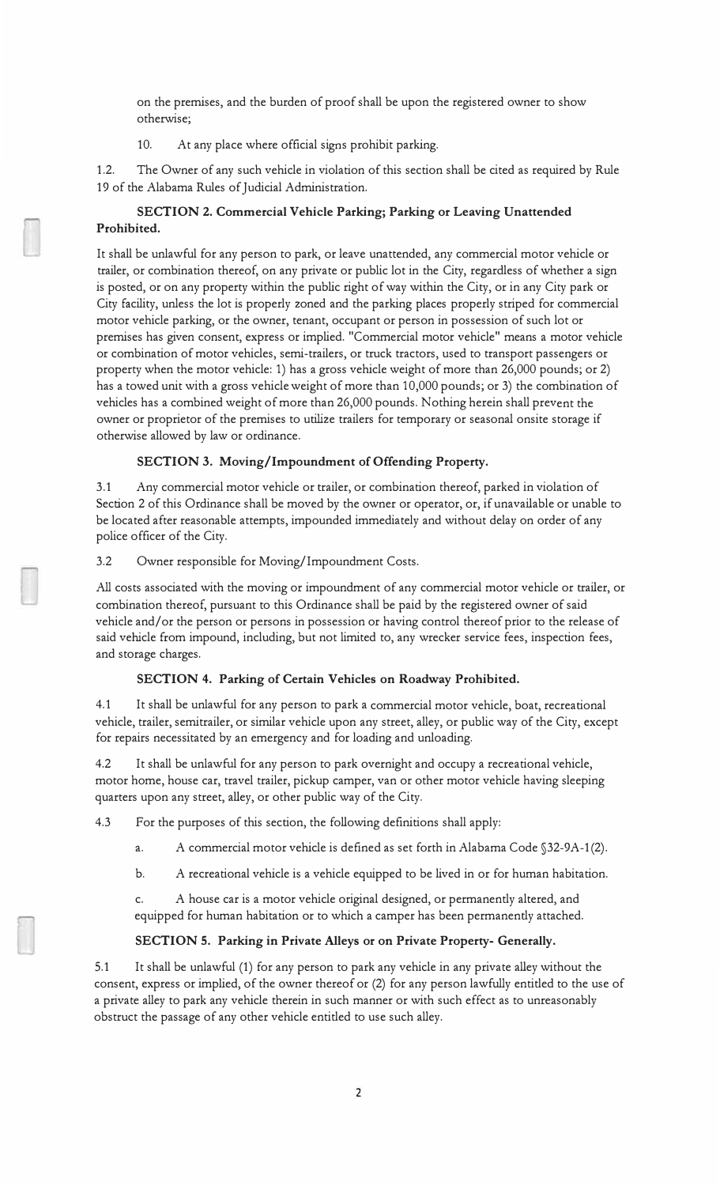on the premises, and the burden of proof shall be upon the registered owner to show otherwise;

10. At any place where official signs prohibit parking.

1.2. The Owner of any such vehicle in violation of this section shall be cited as required by Rule 19 of the Alabama Rules of Judicial Administration.

**SECTION 2. Commercial Vehicle Parking; Parking or Leaving Unattended Prohibited.**

It shall be unlawful for any person to park, or leave unattended, any commercial motor vehicle or trailer, or combination thereof, on any private or public lot in the City, regardless of whether a sign is posted, or on any property within the public right of way within the City, or in any City park or City facility, unless the lot is properly zoned and the parking places properly striped for commercial motor vehicle parking, or the owner, tenant, occupant or person in possession of such lot or premises has given consent, express or implied. "Commercial motor vehicle" means a motor vehicle or combination of motor vehicles, semi-trailers, or truck tractors, used to transport passengers or property when the motor vehicle: 1) has a gross vehicle weight of more than 26,000 pounds; or 2) has a towed unit with a gross vehicle weight of more than 10,000 pounds; or 3) the combination of vehicles has a combined weight of more than 26,000 pounds. Nothing herein shall prevent the owner or proprietor of the premises to utilize trailers for temporary or seasonal onsite storage if otherwise allowed by law or ordinance.

**SECTION 3. Moving/Impoundment of Offending Property.**

3.1 Any commercial motor vehicle or trailer, or combination thereof, parked in violation of Section 2 of this Ordinance shall be moved by the owner or operator, or, if unavailable or unable to be located after reasonable attempts, impounded immediately and without delay on order of any police officer of the City.

3.2 Owner responsible for Moving/Impoundment Costs.

All costs associated with the moving or impoundment of any commercial motor vehicle or trailer, or combination thereof, pursuant to this Ordinance shall be paid by the registered owner of said vehicle and/or the person or persons in possession or having control thereof prior to the release of said vehicle from impound, including, but not limited to, any wrecker service fees, inspection fees, and storage charges.

**SECTION 4. Parking of Certain Vehicles on Roadway Prohibited.**

4.1 It shall be unlawful for any person to park a commercial motor vehicle, boat, recreational vehicle, trailer, semitrailer, or similar vehicle upon any street, alley, or public way of the City, except for repairs necessitated by an emergency and for loading and unloading.

4.2 It shall be unlawful for any person to park overnight and occupy a recreational vehicle, motor home, house car, travel trailer, pickup camper, van or other motor vehicle having sleeping quarters upon any street, alley, or other public way of the City.

4.3 For the purposes of this section, the following definitions shall apply:

a. A commercial motor vehicle is defined as set forth in Alabama Code §32-9A-1(2).

b. A recreational vehicle is a vehicle equipped to be lived in or for human habitation.

c. A house car is a motor vehicle original designed, or permanently altered, and equipped for human habitation or to which a camper has been permanently attached.

**SECTION 5. Parking in Private Alleys or on Private Property- Generally.**

5.1 It shall be unlawful (1) for any person to park any vehicle in any private alley without the consent, express or implied, of the owner thereof or (2) for any person lawfully entitled to the use of a private alley to park any vehicle therein in such manner or with such effect as to unreasonably obstruct the passage of any other vehicle entitled to use such alley.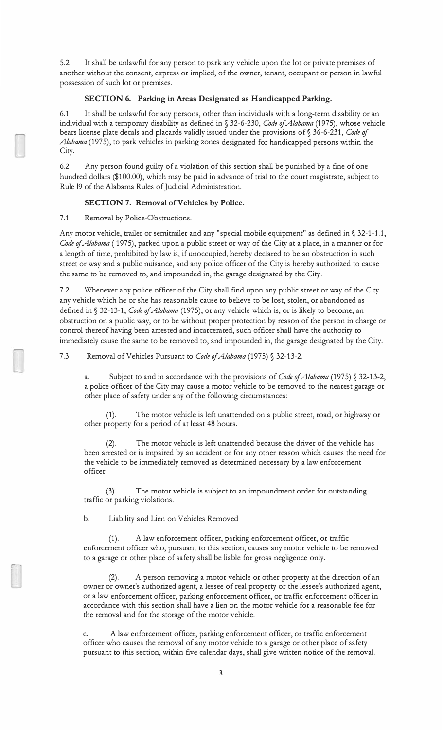5.2 It shall be unlawful for any person to park any vehicle upon the lot or private premises of another without the consent, express or implied, of the owner, tenant, occupant or person in lawful possession of such lot or premises.

### SECTION 6. Parking in Areas Designated as Handicapped Parking.

6.1 It shall be unlawful for any persons, other than individuals with a long-term disability or an individual with a temporary disability as defined in § 32-6-230, *Code of Alabama* (1975), whose vehicle bears license plate decals and placards validly issued under the provisions of § 36-6-231, *Code of Alabama* (1975), to park vehicles in parking zones designated for handicapped persons within the City.

6.2 Any person found guilty of a violation of this section shall be punished by a fine of one hundred dollars ($100.00), which may be paid in advance of trial to the court magistrate, subject to Rule l9 of the Alabama Rules of Judicial Administration.

### SECTION 7. Removal of Vehicles by Police.

7.1 Removal by Police-Obstructions.

Any motor vehicle, trailer or semitrailer and any "special mobile equipment" as defined in § 32-1-1.1, *Code of Alabama* ( 1975), parked upon a public street or way of the City at a place, in a manner or for a length of time, prohibited by law is, if unoccupied, hereby declared to be an obstruction in such street or way and a public nuisance, and any police officer of the City is hereby authorized to cause the same to be removed to, and impounded in, the garage designated by the City.

7.2 Whenever any police officer of the City shall find upon any public street or way of the City any vehicle which he or she has reasonable cause to believe to be lost, stolen, or abandoned as defined in § 32-13-1, *Code of Alabama* (1975), or any vehicle which is, or is likely to become, an obstruction on a public way, or to be without proper protection by reason of the person in charge or control thereof having been arrested and incarcerated, such officer shall have the authority to immediately cause the same to be removed to, and impounded in, the garage designated by the City.

7.3 Removal of Vehicles Pursuant to *Code of Alabama* (1975) § 32-13-2.

a. Subject to and in accordance with the provisions of *Code of Alabama* (1975) § 32-13-2, a police officer of the City may cause a motor vehicle to be removed to the nearest garage or other place of safety under any of the following circumstances:

(1). The motor vehicle is left unattended on a public street, road, or highway or other property for a period of at least 48 hours.

(2). The motor vehicle is left unattended because the driver of the vehicle has been arrested or is impaired by an accident or for any other reason which causes the need for the vehicle to be immediately removed as determined necessary by a law enforcement officer.

(3). The motor vehicle is subject to an impoundment order for outstanding traffic or parking violations.

b. Liability and Lien on Vehicles Removed

(1). A law enforcement officer, parking enforcement officer, or traffic enforcement officer who, pursuant to this section, causes any motor vehicle to be removed to a garage or other place of safety shall be liable for gross negligence only.

(2). A person removing a motor vehicle or other property at the direction of an owner or owner's authorized agent, a lessee of real property or the lessee's authorized agent, or a law enforcement officer, parking enforcement officer, or traffic enforcement officer in accordance with this section shall have a lien on the motor vehicle for a reasonable fee for the removal and for the storage of the motor vehicle.

c. A law enforcement officer, parking enforcement officer, or traffic enforcement officer who causes the removal of any motor vehicle to a garage or other place of safety pursuant to this section, within five calendar days, shall give written notice of the removal.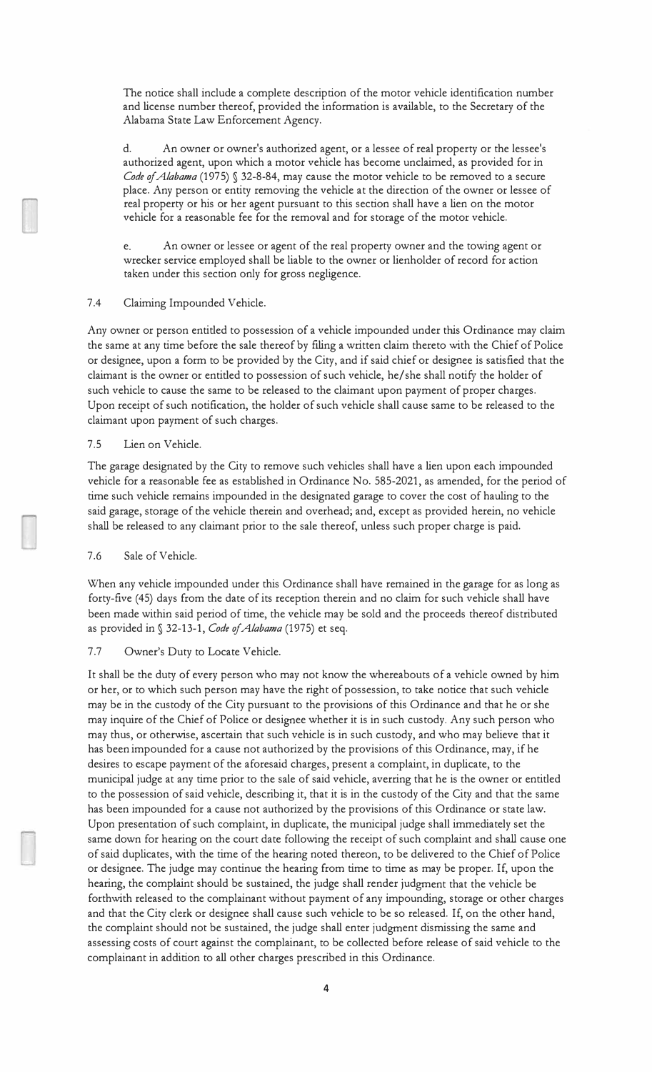The notice shall include a complete description of the motor vehicle identification number and license number thereof, provided the information is available, to the Secretary of the Alabama State Law Enforcement Agency.

d. An owner or owner's authorized agent, or a lessee of real property or the lessee's authorized agent, upon which a motor vehicle has become unclaimed, as provided for in *Code of Alabama* (1975) § 32-8-84, may cause the motor vehicle to be removed to a secure place. Any person or entity removing the vehicle at the direction of the owner or lessee of real property or his or her agent pursuant to this section shall have a lien on the motor vehicle for a reasonable fee for the removal and for storage of the motor vehicle.

e. An owner or lessee or agent of the real property owner and the towing agent or wrecker service employed shall be liable to the owner or lienholder of record for action taken under this section only for gross negligence.

7.4 Claiming Impounded Vehicle.

Any owner or person entitled to possession of a vehicle impounded under this Ordinance may claim the same at any time before the sale thereof by filing a written claim thereto with the Chief of Police or designee, upon a form to be provided by the City, and if said chief or designee is satisfied that the claimant is the owner or entitled to possession of such vehicle, he/she shall notify the holder of such vehicle to cause the same to be released to the claimant upon payment of proper charges. Upon receipt of such notification, the holder of such vehicle shall cause same to be released to the claimant upon payment of such charges.

7.5 Lien on Vehicle.

The garage designated by the City to remove such vehicles shall have a lien upon each impounded vehicle for a reasonable fee as established in Ordinance No. 585-2021, as amended, for the period of time such vehicle remains impounded in the designated garage to cover the cost of hauling to the said garage, storage of the vehicle therein and overhead; and, except as provided herein, no vehicle shall be released to any claimant prior to the sale thereof, unless such proper charge is paid.

7.6 Sale of Vehicle.

When any vehicle impounded under this Ordinance shall have remained in the garage for as long as forty-five (45) days from the date of its reception therein and no claim for such vehicle shall have been made within said period of time, the vehicle may be sold and the proceeds thereof distributed as provided in § 32-13-1, *Code of Alabama* (1975) et seq.

7.7 Owner's Duty to Locate Vehicle.

It shall be the duty of every person who may not know the whereabouts of a vehicle owned by him or her, or to which such person may have the right of possession, to take notice that such vehicle may be in the custody of the City pursuant to the provisions of this Ordinance and that he or she may inquire of the Chief of Police or designee whether it is in such custody. Any such person who may thus, or otherwise, ascertain that such vehicle is in such custody, and who may believe that it has been impounded for a cause not authorized by the provisions of this Ordinance, may, if he desires to escape payment of the aforesaid charges, present a complaint, in duplicate, to the municipal judge at any time prior to the sale of said vehicle, averring that he is the owner or entitled to the possession of said vehicle, describing it, that it is in the custody of the City and that the same has been impounded for a cause not authorized by the provisions of this Ordinance or state law. Upon presentation of such complaint, in duplicate, the municipal judge shall immediately set the same down for hearing on the court date following the receipt of such complaint and shall cause one of said duplicates, with the time of the hearing noted thereon, to be delivered to the Chief of Police or designee. The judge may continue the hearing from time to time as may be proper. If, upon the hearing, the complaint should be sustained, the judge shall render judgment that the vehicle be forthwith released to the complainant without payment of any impounding, storage or other charges and that the City clerk or designee shall cause such vehicle to be so released. If, on the other hand, the complaint should not be sustained, the judge shall enter judgment dismissing the same and assessing costs of court against the complainant, to be collected before release of said vehicle to the complainant in addition to all other charges prescribed in this Ordinance.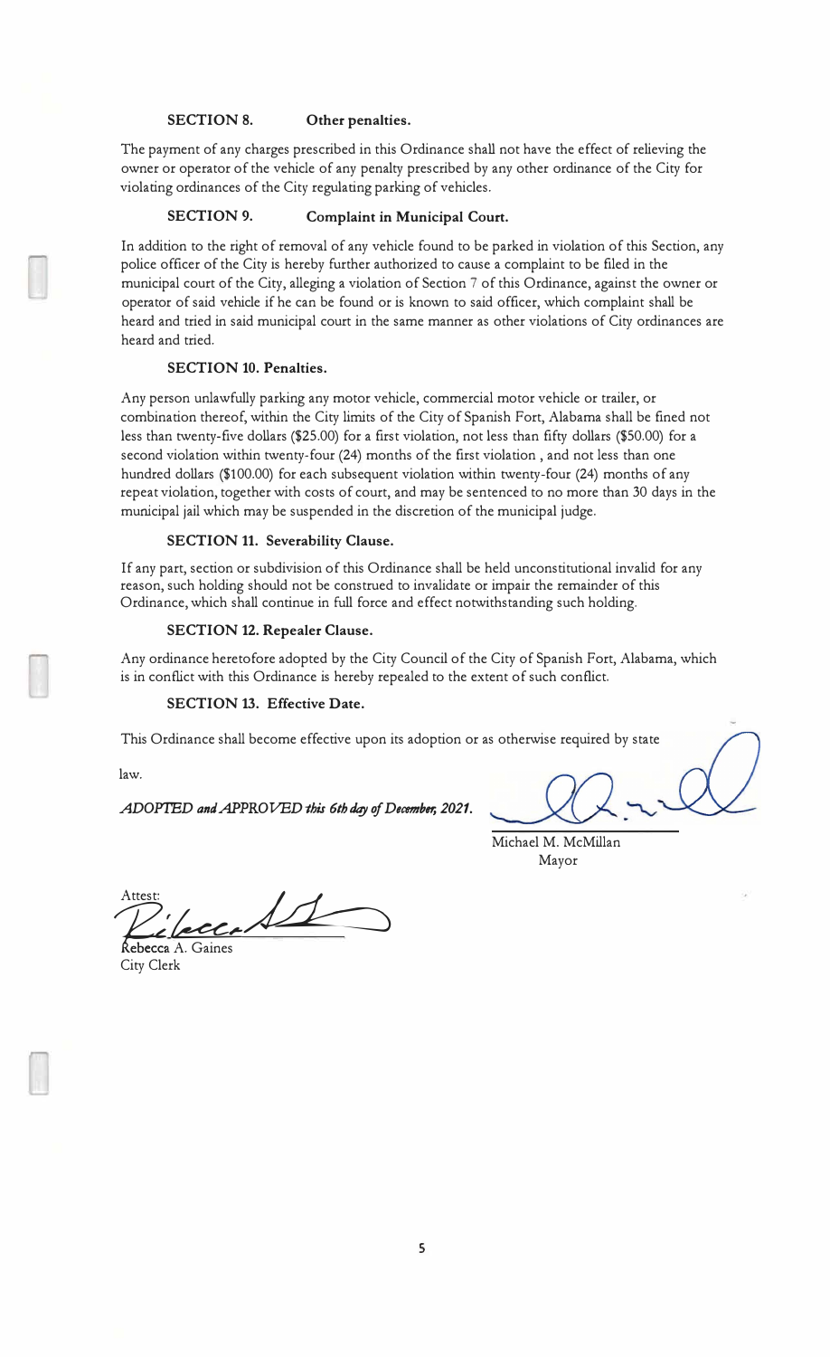**SECTION 8. Other penalties.**

The payment of any charges prescribed in this Ordinance shall not have the effect of relieving the owner or operator of the vehicle of any penalty prescribed by any other ordinance of the City for violating ordinances of the City regulating parking of vehicles.

**SECTION 9. Complaint in Municipal Court.**

In addition to the right of removal of any vehicle found to be parked in violation of this Section, any police officer of the City is hereby further authorized to cause a complaint to be filed in the municipal court of the City, alleging a violation of Section 7 of this Ordinance, against the owner or operator of said vehicle if he can be found or is known to said officer, which complaint shall be heard and tried in said municipal court in the same manner as other violations of City ordinances are heard and tried.

**SECTION 10. Penalties.**

Any person unlawfully parking any motor vehicle, commercial motor vehicle or trailer, or combination thereof, within the City limits of the City of Spanish Fort, Alabama shall be fined not less than twenty-five dollars ($25.00) for a first violation, not less than fifty dollars ($50.00) for a second violation within twenty-four (24) months of the first violation , and not less than one hundred dollars ($100.00) for each subsequent violation within twenty-four (24) months of any repeat violation, together with costs of court, and may be sentenced to no more than 30 days in the municipal jail which may be suspended in the discretion of the municipal judge.

**SECTION 11. Severability Clause.**

If any part, section or subdivision of this Ordinance shall be held unconstitutional invalid for any reason, such holding should not be construed to invalidate or impair the remainder of this Ordinance, which shall continue in full force and effect notwithstanding such holding.

**SECTION 12. Repealer Clause.**

Any ordinance heretofore adopted by the City Council of the City of Spanish Fort, Alabama, which is in conflict with this Ordinance is hereby repealed to the extent of such conflict.

**SECTION 13. Effective Date.**

This Ordinance shall become effective upon its adoption or as otherwise required by state law.

***ADOPTED and APPROVED this 6th day of December, 2021.***

Michael M. McMillan
Mayor

Attest:

Rebecca A. Gaines
City Clerk